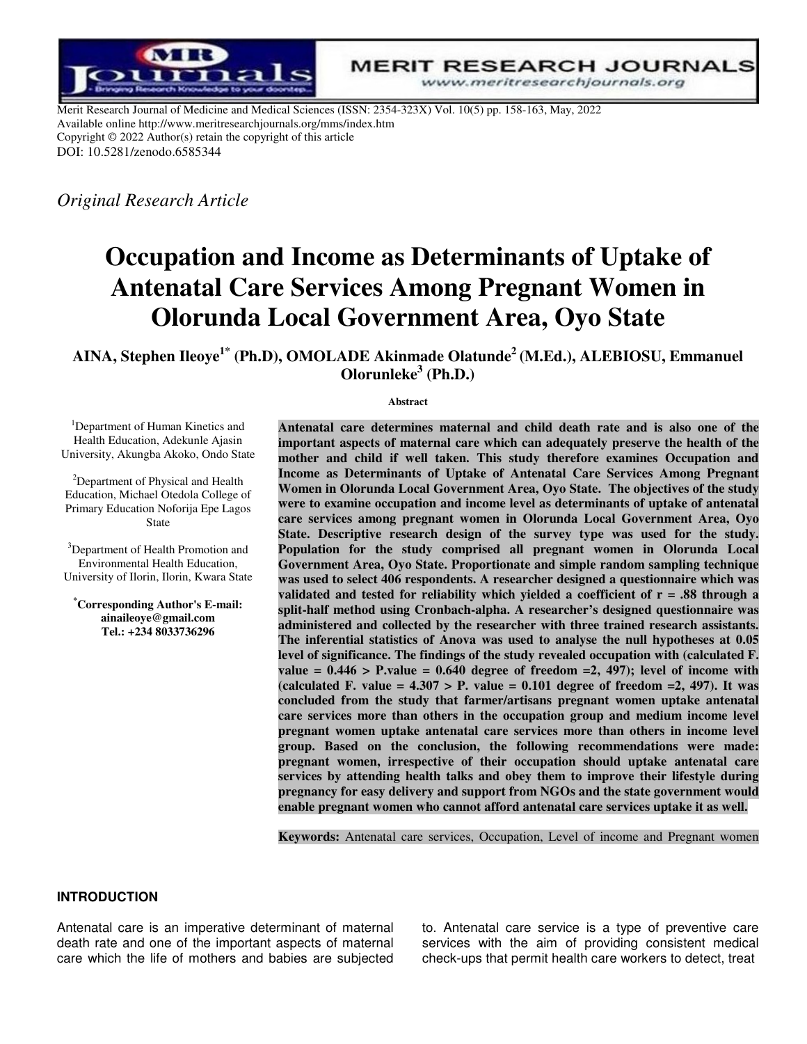Merit Research Journal of Medicine and Medical Sciences (ISSN: 2354-323X) Vol. 10(5) pp. 158-163, May, 2022
Available online http://www.meritresearchjournals.org/mms/index.htm
Copyright © 2022 Author(s) retain the copyright of this article
DOI: 10.5281/zenodo.6585344

*Original Research Article*

# Occupation and Income as Determinants of Uptake of Antenatal Care Services Among Pregnant Women in Olorunda Local Government Area, Oyo State

**AINA, Stephen Ileoye[1*] (Ph.D), OMOLADE Akinmade Olatunde[2] (M.Ed.), ALEBIOSU, Emmanuel Olorunleke[3] (Ph.D.)**

[1]Department of Human Kinetics and Health Education, Adekunle Ajasin University, Akungba Akoko, Ondo State

[2]Department of Physical and Health Education, Michael Otedola College of Primary Education Noforija Epe Lagos State

[3]Department of Health Promotion and Environmental Health Education, University of Ilorin, Ilorin, Kwara State

**[*]Corresponding Author's E-mail: ainaileoye@gmail.com**
**Tel.: +234 8033736296**

### Abstract

**Antenatal care determines maternal and child death rate and is also one of the important aspects of maternal care which can adequately preserve the health of the mother and child if well taken. This study therefore examines Occupation and Income as Determinants of Uptake of Antenatal Care Services Among Pregnant Women in Olorunda Local Government Area, Oyo State. The objectives of the study were to examine occupation and income level as determinants of uptake of antenatal care services among pregnant women in Olorunda Local Government Area, Oyo State. Descriptive research design of the survey type was used for the study. Population for the study comprised all pregnant women in Olorunda Local Government Area, Oyo State. Proportionate and simple random sampling technique was used to select 406 respondents. A researcher designed a questionnaire which was validated and tested for reliability which yielded a coefficient of r = .88 through a split-half method using Cronbach-alpha. A researcher's designed questionnaire was administered and collected by the researcher with three trained research assistants. The inferential statistics of Anova was used to analyse the null hypotheses at 0.05 level of significance. The findings of the study revealed occupation with (calculated F. value = 0.446 > P.value = 0.640 degree of freedom =2, 497); level of income with (calculated F. value = 4.307 > P. value = 0.101 degree of freedom =2, 497). It was concluded from the study that farmer/artisans pregnant women uptake antenatal care services more than others in the occupation group and medium income level pregnant women uptake antenatal care services more than others in income level group. Based on the conclusion, the following recommendations were made: pregnant women, irrespective of their occupation should uptake antenatal care services by attending health talks and obey them to improve their lifestyle during pregnancy for easy delivery and support from NGOs and the state government would enable pregnant women who cannot afford antenatal care services uptake it as well.**

**Keywords:** Antenatal care services, Occupation, Level of income and Pregnant women

## INTRODUCTION

Antenatal care is an imperative determinant of maternal death rate and one of the important aspects of maternal care which the life of mothers and babies are subjected to. Antenatal care service is a type of preventive care services with the aim of providing consistent medical check-ups that permit health care workers to detect, treat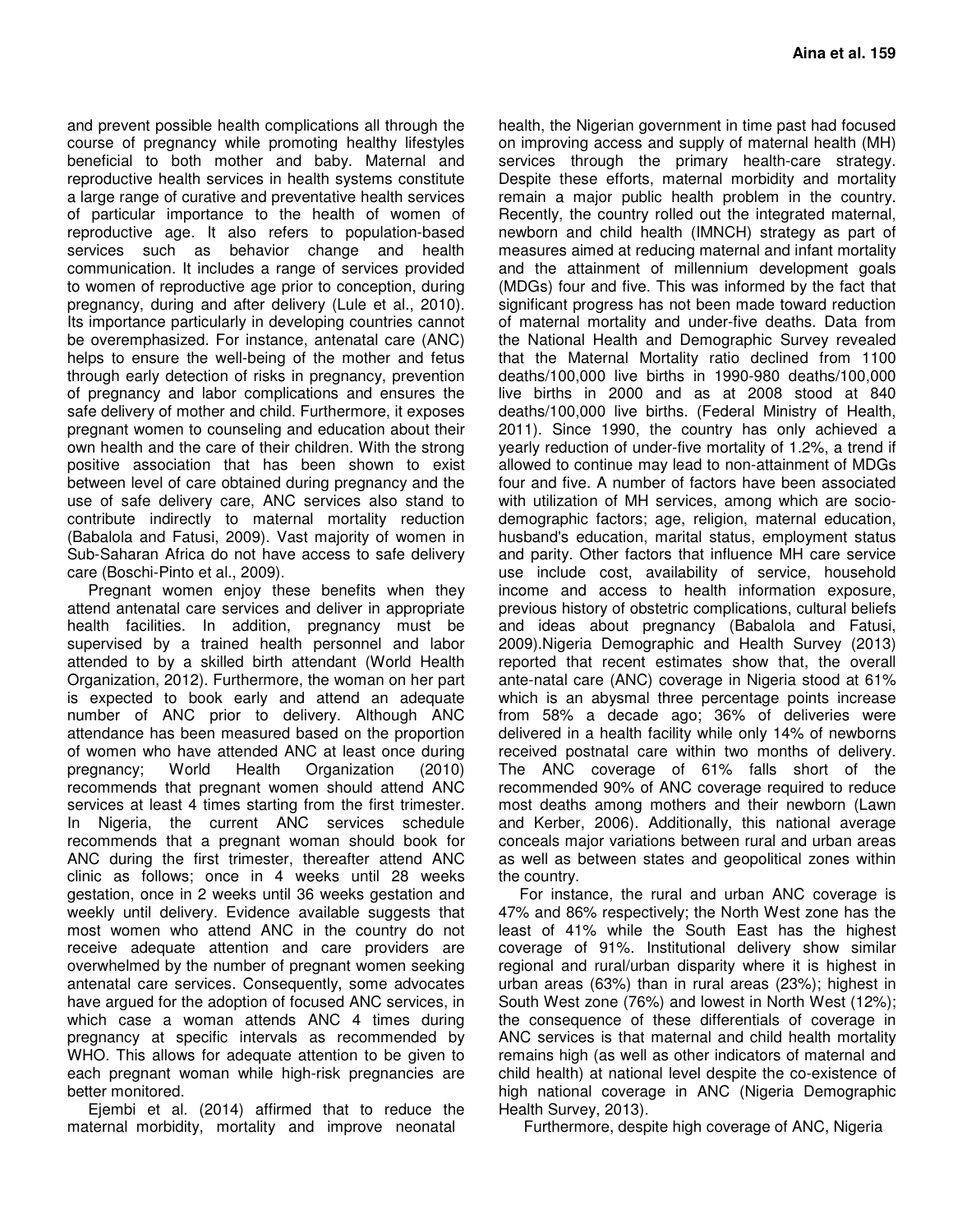and prevent possible health complications all through the course of pregnancy while promoting healthy lifestyles beneficial to both mother and baby. Maternal and reproductive health services in health systems constitute a large range of curative and preventative health services of particular importance to the health of women of reproductive age. It also refers to population-based services such as behavior change and health communication. It includes a range of services provided to women of reproductive age prior to conception, during pregnancy, during and after delivery (Lule et al., 2010). Its importance particularly in developing countries cannot be overemphasized. For instance, antenatal care (ANC) helps to ensure the well-being of the mother and fetus through early detection of risks in pregnancy, prevention of pregnancy and labor complications and ensures the safe delivery of mother and child. Furthermore, it exposes pregnant women to counseling and education about their own health and the care of their children. With the strong positive association that has been shown to exist between level of care obtained during pregnancy and the use of safe delivery care, ANC services also stand to contribute indirectly to maternal mortality reduction (Babalola and Fatusi, 2009). Vast majority of women in Sub-Saharan Africa do not have access to safe delivery care (Boschi-Pinto et al., 2009).

Pregnant women enjoy these benefits when they attend antenatal care services and deliver in appropriate health facilities. In addition, pregnancy must be supervised by a trained health personnel and labor attended to by a skilled birth attendant (World Health Organization, 2012). Furthermore, the woman on her part is expected to book early and attend an adequate number of ANC prior to delivery. Although ANC attendance has been measured based on the proportion of women who have attended ANC at least once during pregnancy; World Health Organization (2010) recommends that pregnant women should attend ANC services at least 4 times starting from the first trimester. In Nigeria, the current ANC services schedule recommends that a pregnant woman should book for ANC during the first trimester, thereafter attend ANC clinic as follows; once in 4 weeks until 28 weeks gestation, once in 2 weeks until 36 weeks gestation and weekly until delivery. Evidence available suggests that most women who attend ANC in the country do not receive adequate attention and care providers are overwhelmed by the number of pregnant women seeking antenatal care services. Consequently, some advocates have argued for the adoption of focused ANC services, in which case a woman attends ANC 4 times during pregnancy at specific intervals as recommended by WHO. This allows for adequate attention to be given to each pregnant woman while high-risk pregnancies are better monitored.

Ejembi et al. (2014) affirmed that to reduce the maternal morbidity, mortality and improve neonatal health, the Nigerian government in time past had focused on improving access and supply of maternal health (MH) services through the primary health-care strategy. Despite these efforts, maternal morbidity and mortality remain a major public health problem in the country. Recently, the country rolled out the integrated maternal, newborn and child health (IMNCH) strategy as part of measures aimed at reducing maternal and infant mortality and the attainment of millennium development goals (MDGs) four and five. This was informed by the fact that significant progress has not been made toward reduction of maternal mortality and under-five deaths. Data from the National Health and Demographic Survey revealed that the Maternal Mortality ratio declined from 1100 deaths/100,000 live births in 1990-980 deaths/100,000 live births in 2000 and as at 2008 stood at 840 deaths/100,000 live births. (Federal Ministry of Health, 2011). Since 1990, the country has only achieved a yearly reduction of under-five mortality of 1.2%, a trend if allowed to continue may lead to non-attainment of MDGs four and five. A number of factors have been associated with utilization of MH services, among which are socio-demographic factors; age, religion, maternal education, husband's education, marital status, employment status and parity. Other factors that influence MH care service use include cost, availability of service, household income and access to health information exposure, previous history of obstetric complications, cultural beliefs and ideas about pregnancy (Babalola and Fatusi, 2009).Nigeria Demographic and Health Survey (2013) reported that recent estimates show that, the overall ante-natal care (ANC) coverage in Nigeria stood at 61% which is an abysmal three percentage points increase from 58% a decade ago; 36% of deliveries were delivered in a health facility while only 14% of newborns received postnatal care within two months of delivery. The ANC coverage of 61% falls short of the recommended 90% of ANC coverage required to reduce most deaths among mothers and their newborn (Lawn and Kerber, 2006). Additionally, this national average conceals major variations between rural and urban areas as well as between states and geopolitical zones within the country.

For instance, the rural and urban ANC coverage is 47% and 86% respectively; the North West zone has the least of 41% while the South East has the highest coverage of 91%. Institutional delivery show similar regional and rural/urban disparity where it is highest in urban areas (63%) than in rural areas (23%); highest in South West zone (76%) and lowest in North West (12%); the consequence of these differentials of coverage in ANC services is that maternal and child health mortality remains high (as well as other indicators of maternal and child health) at national level despite the co-existence of high national coverage in ANC (Nigeria Demographic Health Survey, 2013).

Furthermore, despite high coverage of ANC, Nigeria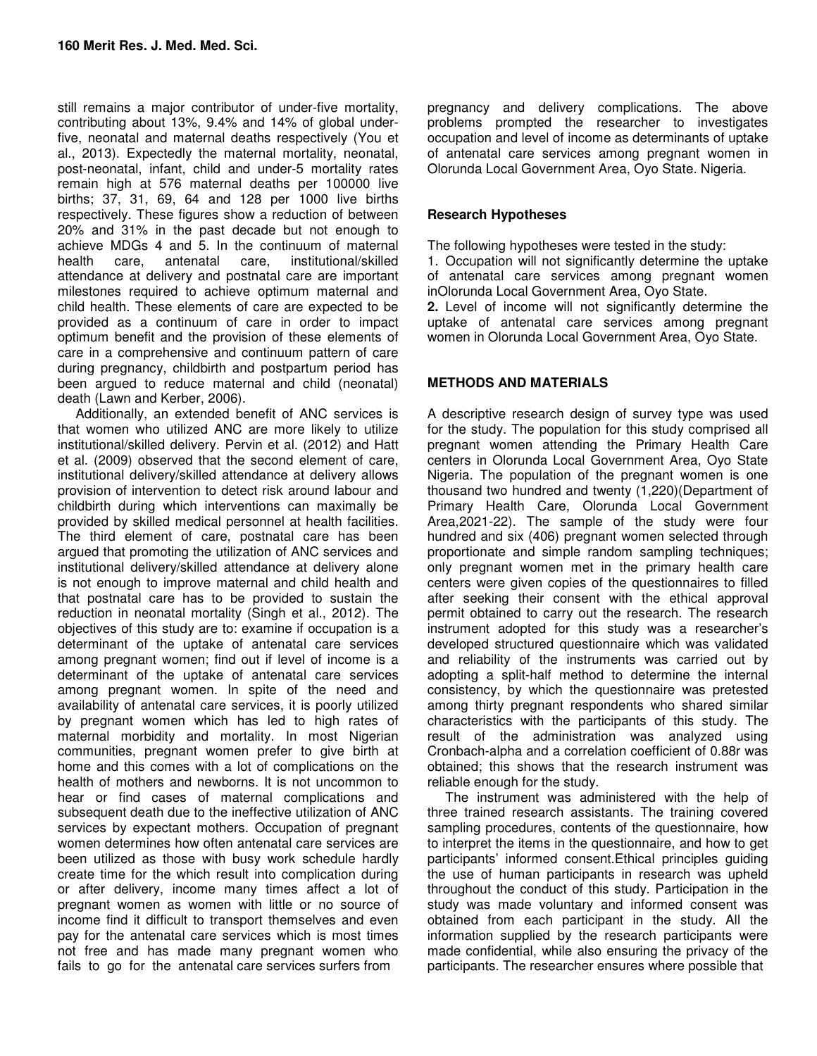still remains a major contributor of under-five mortality, contributing about 13%, 9.4% and 14% of global under-five, neonatal and maternal deaths respectively (You et al., 2013). Expectedly the maternal mortality, neonatal, post-neonatal, infant, child and under-5 mortality rates remain high at 576 maternal deaths per 100000 live births; 37, 31, 69, 64 and 128 per 1000 live births respectively. These figures show a reduction of between 20% and 31% in the past decade but not enough to achieve MDGs 4 and 5. In the continuum of maternal health care, antenatal care, institutional/skilled attendance at delivery and postnatal care are important milestones required to achieve optimum maternal and child health. These elements of care are expected to be provided as a continuum of care in order to impact optimum benefit and the provision of these elements of care in a comprehensive and continuum pattern of care during pregnancy, childbirth and postpartum period has been argued to reduce maternal and child (neonatal) death (Lawn and Kerber, 2006).

Additionally, an extended benefit of ANC services is that women who utilized ANC are more likely to utilize institutional/skilled delivery. Pervin et al. (2012) and Hatt et al. (2009) observed that the second element of care, institutional delivery/skilled attendance at delivery allows provision of intervention to detect risk around labour and childbirth during which interventions can maximally be provided by skilled medical personnel at health facilities. The third element of care, postnatal care has been argued that promoting the utilization of ANC services and institutional delivery/skilled attendance at delivery alone is not enough to improve maternal and child health and that postnatal care has to be provided to sustain the reduction in neonatal mortality (Singh et al., 2012). The objectives of this study are to: examine if occupation is a determinant of the uptake of antenatal care services among pregnant women; find out if level of income is a determinant of the uptake of antenatal care services among pregnant women. In spite of the need and availability of antenatal care services, it is poorly utilized by pregnant women which has led to high rates of maternal morbidity and mortality. In most Nigerian communities, pregnant women prefer to give birth at home and this comes with a lot of complications on the health of mothers and newborns. It is not uncommon to hear or find cases of maternal complications and subsequent death due to the ineffective utilization of ANC services by expectant mothers. Occupation of pregnant women determines how often antenatal care services are been utilized as those with busy work schedule hardly create time for the which result into complication during or after delivery, income many times affect a lot of pregnant women as women with little or no source of income find it difficult to transport themselves and even pay for the antenatal care services which is most times not free and has made many pregnant women who fails to go for the antenatal care services surfers from pregnancy and delivery complications. The above problems prompted the researcher to investigates occupation and level of income as determinants of uptake of antenatal care services among pregnant women in Olorunda Local Government Area, Oyo State. Nigeria.

## Research Hypotheses

The following hypotheses were tested in the study:

1. Occupation will not significantly determine the uptake of antenatal care services among pregnant women inOlorunda Local Government Area, Oyo State.
2. Level of income will not significantly determine the uptake of antenatal care services among pregnant women in Olorunda Local Government Area, Oyo State.

## METHODS AND MATERIALS

A descriptive research design of survey type was used for the study. The population for this study comprised all pregnant women attending the Primary Health Care centers in Olorunda Local Government Area, Oyo State Nigeria. The population of the pregnant women is one thousand two hundred and twenty (1,220)(Department of Primary Health Care, Olorunda Local Government Area,2021-22). The sample of the study were four hundred and six (406) pregnant women selected through proportionate and simple random sampling techniques; only pregnant women met in the primary health care centers were given copies of the questionnaires to filled after seeking their consent with the ethical approval permit obtained to carry out the research. The research instrument adopted for this study was a researcher's developed structured questionnaire which was validated and reliability of the instruments was carried out by adopting a split-half method to determine the internal consistency, by which the questionnaire was pretested among thirty pregnant respondents who shared similar characteristics with the participants of this study. The result of the administration was analyzed using Cronbach-alpha and a correlation coefficient of 0.88r was obtained; this shows that the research instrument was reliable enough for the study.

The instrument was administered with the help of three trained research assistants. The training covered sampling procedures, contents of the questionnaire, how to interpret the items in the questionnaire, and how to get participants' informed consent.Ethical principles guiding the use of human participants in research was upheld throughout the conduct of this study. Participation in the study was made voluntary and informed consent was obtained from each participant in the study. All the information supplied by the research participants were made confidential, while also ensuring the privacy of the participants. The researcher ensures where possible that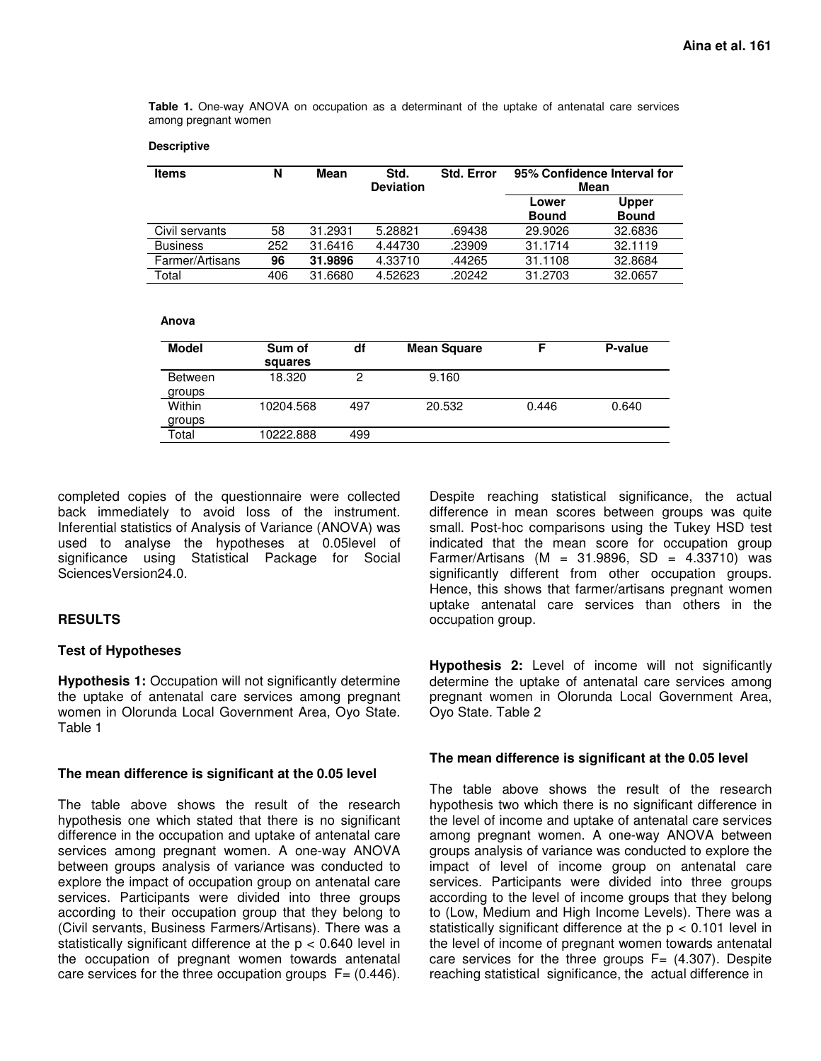**Table 1.** One-way ANOVA on occupation as a determinant of the uptake of antenatal care services among pregnant women

**Descriptive**

| Items | N | Mean | Std. Deviation | Std. Error | 95% Confidence Interval for Mean | |
|---|---|---|---|---|---|---|
| | | | | | Lower Bound | Upper Bound |
| Civil servants | 58 | 31.2931 | 5.28821 | .69438 | 29.9026 | 32.6836 |
| Business | 252 | 31.6416 | 4.44730 | .23909 | 31.1714 | 32.1119 |
| Farmer/Artisans | **96** | **31.9896** | 4.33710 | .44265 | 31.1108 | 32.8684 |
| Total | 406 | 31.6680 | 4.52623 | .20242 | 31.2703 | 32.0657 |

**Anova**

| Model | Sum of squares | df | Mean Square | F | P-value |
|---|---|---|---|---|---|
| Between groups | 18.320 | 2 | 9.160 | | |
| Within groups | 10204.568 | 497 | 20.532 | 0.446 | 0.640 |
| Total | 10222.888 | 499 | | | |

completed copies of the questionnaire were collected back immediately to avoid loss of the instrument. Inferential statistics of Analysis of Variance (ANOVA) was used to analyse the hypotheses at 0.05level of significance using Statistical Package for Social SciencesVersion24.0.

## RESULTS

### Test of Hypotheses

**Hypothesis 1:** Occupation will not significantly determine the uptake of antenatal care services among pregnant women in Olorunda Local Government Area, Oyo State. Table 1

#### The mean difference is significant at the 0.05 level

The table above shows the result of the research hypothesis one which stated that there is no significant difference in the occupation and uptake of antenatal care services among pregnant women. A one-way ANOVA between groups analysis of variance was conducted to explore the impact of occupation group on antenatal care services. Participants were divided into three groups according to their occupation group that they belong to (Civil servants, Business Farmers/Artisans). There was a statistically significant difference at the $p < 0.640$ level in the occupation of pregnant women towards antenatal care services for the three occupation groups F= (0.446). Despite reaching statistical significance, the actual difference in mean scores between groups was quite small. Post-hoc comparisons using the Tukey HSD test indicated that the mean score for occupation group Farmer/Artisans (M = 31.9896, SD = 4.33710) was significantly different from other occupation groups. Hence, this shows that farmer/artisans pregnant women uptake antenatal care services than others in the occupation group.

**Hypothesis 2:** Level of income will not significantly determine the uptake of antenatal care services among pregnant women in Olorunda Local Government Area, Oyo State. Table 2

#### The mean difference is significant at the 0.05 level

The table above shows the result of the research hypothesis two which there is no significant difference in the level of income and uptake of antenatal care services among pregnant women. A one-way ANOVA between groups analysis of variance was conducted to explore the impact of level of income group on antenatal care services. Participants were divided into three groups according to the level of income groups that they belong to (Low, Medium and High Income Levels). There was a statistically significant difference at the $p < 0.101$ level in the level of income of pregnant women towards antenatal care services for the three groups F= (4.307). Despite reaching statistical significance, the actual difference in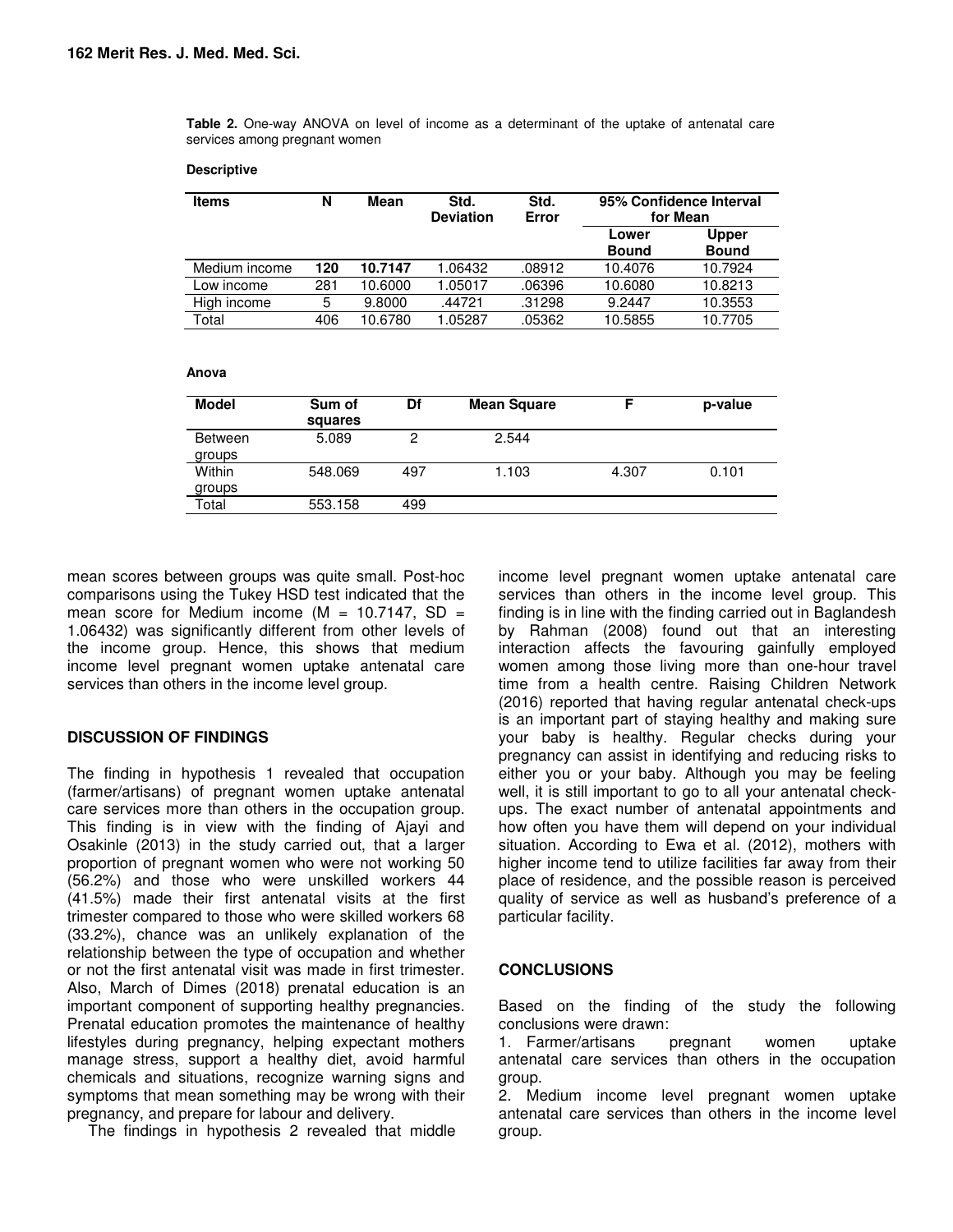**Table 2.** One-way ANOVA on level of income as a determinant of the uptake of antenatal care services among pregnant women

**Descriptive**

| Items | N | Mean | Std. Deviation | Std. Error | 95% Confidence Interval for Mean | |
|---|---|---|---|---|---|---|
| | | | | | Lower Bound | Upper Bound |
| Medium income | **120** | **10.7147** | 1.06432 | .08912 | 10.4076 | 10.7924 |
| Low income | 281 | 10.6000 | 1.05017 | .06396 | 10.6080 | 10.8213 |
| High income | 5 | 9.8000 | .44721 | .31298 | 9.2447 | 10.3553 |
| Total | 406 | 10.6780 | 1.05287 | .05362 | 10.5855 | 10.7705 |

**Anova**

| Model | Sum of squares | Df | Mean Square | F | p-value |
|---|---|---|---|---|---|
| Between groups | 5.089 | 2 | 2.544 | | |
| Within groups | 548.069 | 497 | 1.103 | 4.307 | 0.101 |
| Total | 553.158 | 499 | | | |

mean scores between groups was quite small. Post-hoc comparisons using the Tukey HSD test indicated that the mean score for Medium income (M = 10.7147, SD = 1.06432) was significantly different from other levels of the income group. Hence, this shows that medium income level pregnant women uptake antenatal care services than others in the income level group.

## DISCUSSION OF FINDINGS

The finding in hypothesis 1 revealed that occupation (farmer/artisans) of pregnant women uptake antenatal care services more than others in the occupation group. This finding is in view with the finding of Ajayi and Osakinle (2013) in the study carried out, that a larger proportion of pregnant women who were not working 50 (56.2%) and those who were unskilled workers 44 (41.5%) made their first antenatal visits at the first trimester compared to those who were skilled workers 68 (33.2%), chance was an unlikely explanation of the relationship between the type of occupation and whether or not the first antenatal visit was made in first trimester. Also, March of Dimes (2018) prenatal education is an important component of supporting healthy pregnancies. Prenatal education promotes the maintenance of healthy lifestyles during pregnancy, helping expectant mothers manage stress, support a healthy diet, avoid harmful chemicals and situations, recognize warning signs and symptoms that mean something may be wrong with their pregnancy, and prepare for labour and delivery.

The findings in hypothesis 2 revealed that middle income level pregnant women uptake antenatal care services than others in the income level group. This finding is in line with the finding carried out in Baglandesh by Rahman (2008) found out that an interesting interaction affects the favouring gainfully employed women among those living more than one-hour travel time from a health centre. Raising Children Network (2016) reported that having regular antenatal check-ups is an important part of staying healthy and making sure your baby is healthy. Regular checks during your pregnancy can assist in identifying and reducing risks to either you or your baby. Although you may be feeling well, it is still important to go to all your antenatal check-ups. The exact number of antenatal appointments and how often you have them will depend on your individual situation. According to Ewa et al. (2012), mothers with higher income tend to utilize facilities far away from their place of residence, and the possible reason is perceived quality of service as well as husband's preference of a particular facility.

## CONCLUSIONS

Based on the finding of the study the following conclusions were drawn:

1. Farmer/artisans pregnant women uptake antenatal care services than others in the occupation group.
2. Medium income level pregnant women uptake antenatal care services than others in the income level group.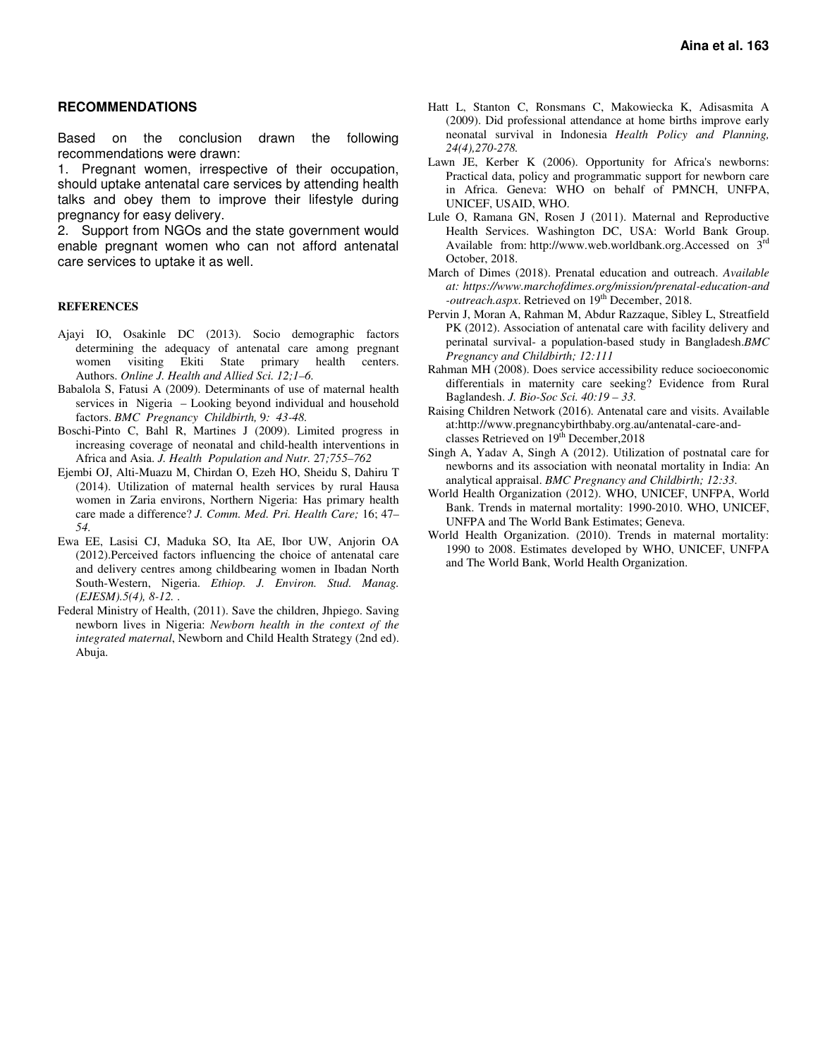## RECOMMENDATIONS

Based on the conclusion drawn the following recommendations were drawn:

1. Pregnant women, irrespective of their occupation, should uptake antenatal care services by attending health talks and obey them to improve their lifestyle during pregnancy for easy delivery.
2. Support from NGOs and the state government would enable pregnant women who can not afford antenatal care services to uptake it as well.

## REFERENCES

Ajayi IO, Osakinle DC (2013). Socio demographic factors determining the adequacy of antenatal care among pregnant women visiting Ekiti State primary health centers. Authors. *Online J. Health and Allied Sci. 12;1–6.*

Babalola S, Fatusi A (2009). Determinants of use of maternal health services in Nigeria – Looking beyond individual and household factors. *BMC Pregnancy Childbirth,* 9*: 43-48.*

Boschi-Pinto C, Bahl R, Martines J (2009). Limited progress in increasing coverage of neonatal and child-health interventions in Africa and Asia. *J. Health Population and Nutr.* 27*;755–762*

Ejembi OJ, Alti-Muazu M, Chirdan O, Ezeh HO, Sheidu S, Dahiru T (2014). Utilization of maternal health services by rural Hausa women in Zaria environs, Northern Nigeria: Has primary health care made a difference? *J. Comm. Med. Pri. Health Care;* 16; 47–*54*.

Ewa EE, Lasisi CJ, Maduka SO, Ita AE, Ibor UW, Anjorin OA (2012).Perceived factors influencing the choice of antenatal care and delivery centres among childbearing women in Ibadan North South-Western, Nigeria. *Ethiop. J. Environ. Stud. Manag. (EJESM).5(4), 8-12.* .

Federal Ministry of Health, (2011). Save the children, Jhpiego. Saving newborn lives in Nigeria: *Newborn health in the context of the integrated maternal*, Newborn and Child Health Strategy (2nd ed). Abuja.

Hatt L, Stanton C, Ronsmans C, Makowiecka K, Adisasmita A (2009). Did professional attendance at home births improve early neonatal survival in Indonesia *Health Policy and Planning, 24(4),270-278.*

Lawn JE, Kerber K (2006). Opportunity for Africa's newborns: Practical data, policy and programmatic support for newborn care in Africa. Geneva: WHO on behalf of PMNCH, UNFPA, UNICEF, USAID, WHO.

Lule O, Ramana GN, Rosen J (2011). Maternal and Reproductive Health Services. Washington DC, USA: World Bank Group. Available from: http://www.web.worldbank.org.Accessed on 3rd October, 2018.

March of Dimes (2018). Prenatal education and outreach. *Available at: https://www.marchofdimes.org/mission/prenatal-education-and-outreach.aspx*. Retrieved on 19th December, 2018.

Pervin J, Moran A, Rahman M, Abdur Razzaque, Sibley L, Streatfield PK (2012). Association of antenatal care with facility delivery and perinatal survival- a population-based study in Bangladesh.*BMC Pregnancy and Childbirth; 12:111*

Rahman MH (2008). Does service accessibility reduce socioeconomic differentials in maternity care seeking? Evidence from Rural Baglandesh. *J. Bio-Soc Sci. 40:19 – 33.*

Raising Children Network (2016). Antenatal care and visits. Available at:http://www.pregnancybirthbaby.org.au/antenatal-care-and-classes Retrieved on 19th December,2018

Singh A, Yadav A, Singh A (2012). Utilization of postnatal care for newborns and its association with neonatal mortality in India: An analytical appraisal. *BMC Pregnancy and Childbirth; 12:33.*

World Health Organization (2012). WHO, UNICEF, UNFPA, World Bank. Trends in maternal mortality: 1990-2010. WHO, UNICEF, UNFPA and The World Bank Estimates; Geneva.

World Health Organization. (2010). Trends in maternal mortality: 1990 to 2008. Estimates developed by WHO, UNICEF, UNFPA and The World Bank, World Health Organization.